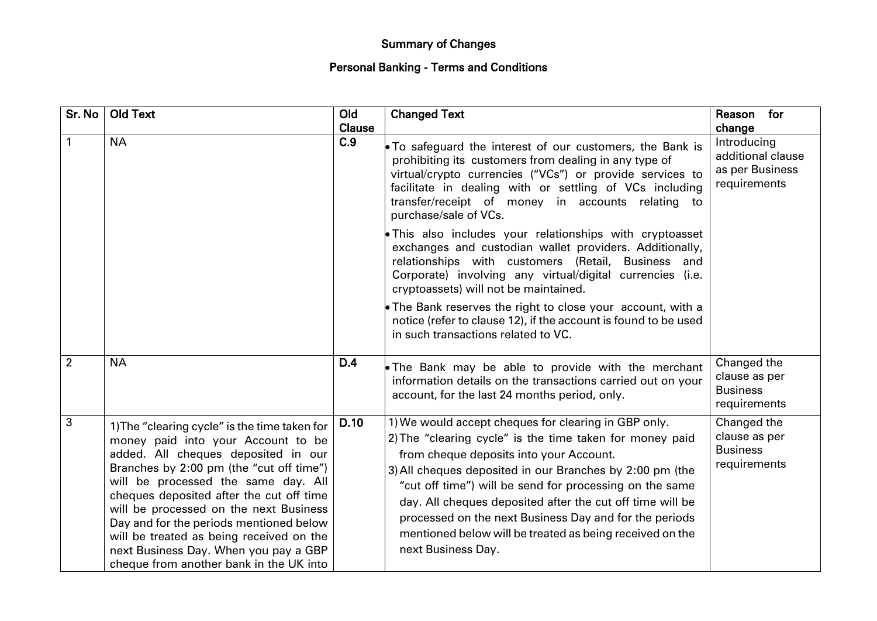## Summary of Changes

## Personal Banking - Terms and Conditions

| Sr. No | Old Text | Old Clause | Changed Text | Reason for change |
|---|---|---|---|---|
| 1 | NA | **C.9** | • To safeguard the interest of our customers, the Bank is prohibiting its customers from dealing in any type of virtual/crypto currencies ("VCs") or provide services to facilitate in dealing with or settling of VCs including transfer/receipt of money in accounts relating to purchase/sale of VCs.<br>• This also includes your relationships with cryptoasset exchanges and custodian wallet providers. Additionally, relationships with customers (Retail, Business and Corporate) involving any virtual/digital currencies (i.e. cryptoassets) will not be maintained.<br>• The Bank reserves the right to close your account, with a notice (refer to clause 12), if the account is found to be used in such transactions related to VC. | Introducing additional clause as per Business requirements |
| 2 | NA | **D.4** | • The Bank may be able to provide with the merchant information details on the transactions carried out on your account, for the last 24 months period, only. | Changed the clause as per Business requirements |
| 3 | 1)The "clearing cycle" is the time taken for money paid into your Account to be added. All cheques deposited in our Branches by 2:00 pm (the "cut off time") will be processed the same day. All cheques deposited after the cut off time will be processed on the next Business Day and for the periods mentioned below will be treated as being received on the next Business Day. When you pay a GBP cheque from another bank in the UK into | **D.10** | 1) We would accept cheques for clearing in GBP only.<br>2) The "clearing cycle" is the time taken for money paid from cheque deposits into your Account.<br>3) All cheques deposited in our Branches by 2:00 pm (the "cut off time") will be send for processing on the same day. All cheques deposited after the cut off time will be processed on the next Business Day and for the periods mentioned below will be treated as being received on the next Business Day. | Changed the clause as per Business requirements |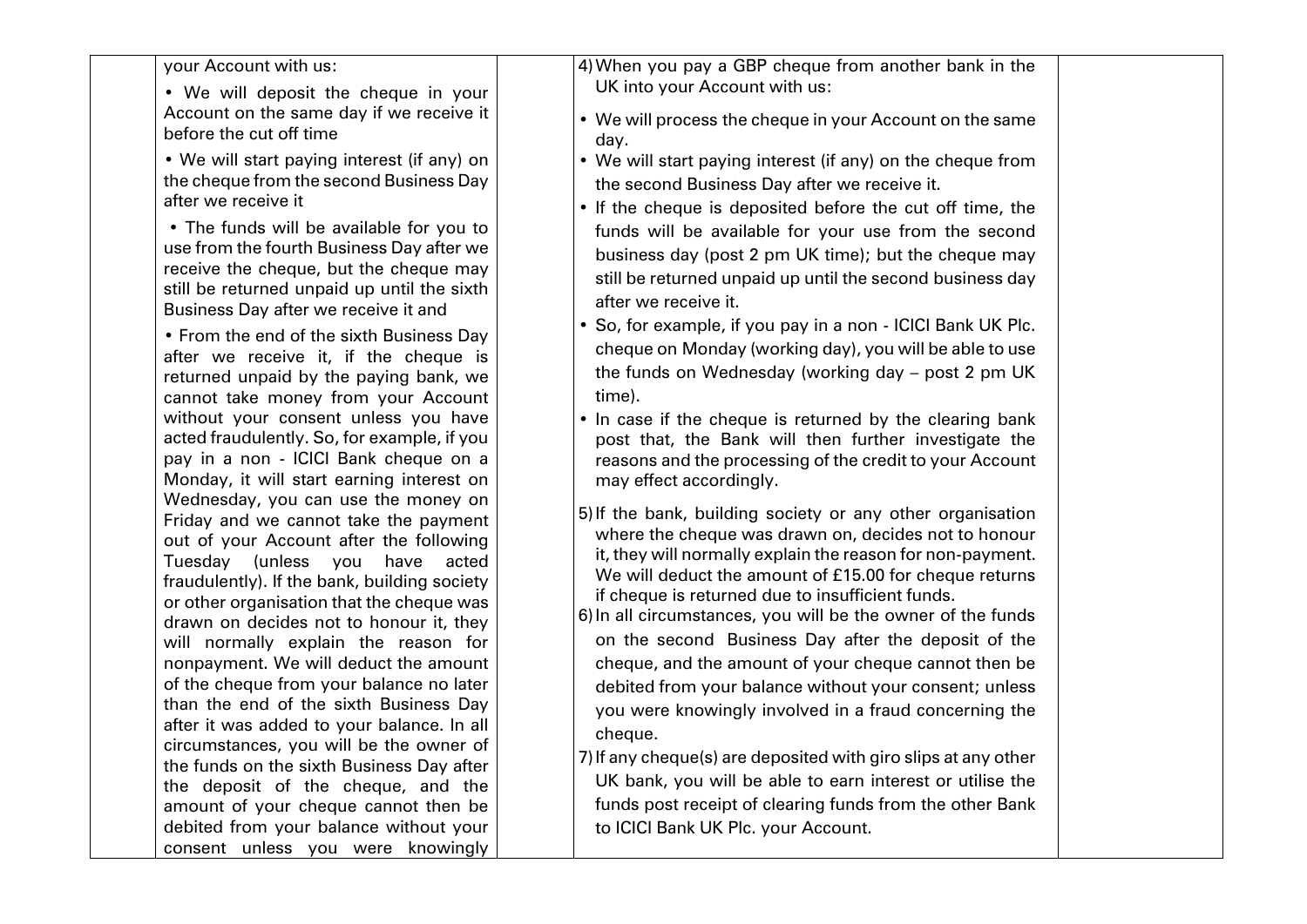| | | | | |
|---|---|---|---|---|
| | your Account with us:<br><br>• We will deposit the cheque in your Account on the same day if we receive it before the cut off time<br><br>• We will start paying interest (if any) on the cheque from the second Business Day after we receive it<br><br>• The funds will be available for you to use from the fourth Business Day after we receive the cheque, but the cheque may still be returned unpaid up until the sixth Business Day after we receive it and<br><br>• From the end of the sixth Business Day after we receive it, if the cheque is returned unpaid by the paying bank, we cannot take money from your Account without your consent unless you have acted fraudulently. So, for example, if you pay in a non - ICICI Bank cheque on a Monday, it will start earning interest on Wednesday, you can use the money on Friday and we cannot take the payment out of your Account after the following Tuesday (unless you have acted fraudulently). If the bank, building society or other organisation that the cheque was drawn on decides not to honour it, they will normally explain the reason for nonpayment. We will deduct the amount of the cheque from your balance no later than the end of the sixth Business Day after it was added to your balance. In all circumstances, you will be the owner of the funds on the sixth Business Day after the deposit of the cheque, and the amount of your cheque cannot then be debited from your balance without your consent unless you were knowingly | | 4) When you pay a GBP cheque from another bank in the UK into your Account with us:<br><br>• We will process the cheque in your Account on the same day.<br>• We will start paying interest (if any) on the cheque from the second Business Day after we receive it.<br>• If the cheque is deposited before the cut off time, the funds will be available for your use from the second business day (post 2 pm UK time); but the cheque may still be returned unpaid up until the second business day after we receive it.<br>• So, for example, if you pay in a non - ICICI Bank UK Plc. cheque on Monday (working day), you will be able to use the funds on Wednesday (working day – post 2 pm UK time).<br>• In case if the cheque is returned by the clearing bank post that, the Bank will then further investigate the reasons and the processing of the credit to your Account may effect accordingly.<br><br>5) If the bank, building society or any other organisation where the cheque was drawn on, decides not to honour it, they will normally explain the reason for non-payment. We will deduct the amount of £15.00 for cheque returns if cheque is returned due to insufficient funds.<br>6) In all circumstances, you will be the owner of the funds on the second Business Day after the deposit of the cheque, and the amount of your cheque cannot then be debited from your balance without your consent; unless you were knowingly involved in a fraud concerning the cheque.<br>7) If any cheque(s) are deposited with giro slips at any other UK bank, you will be able to earn interest or utilise the funds post receipt of clearing funds from the other Bank to ICICI Bank UK Plc. your Account. | |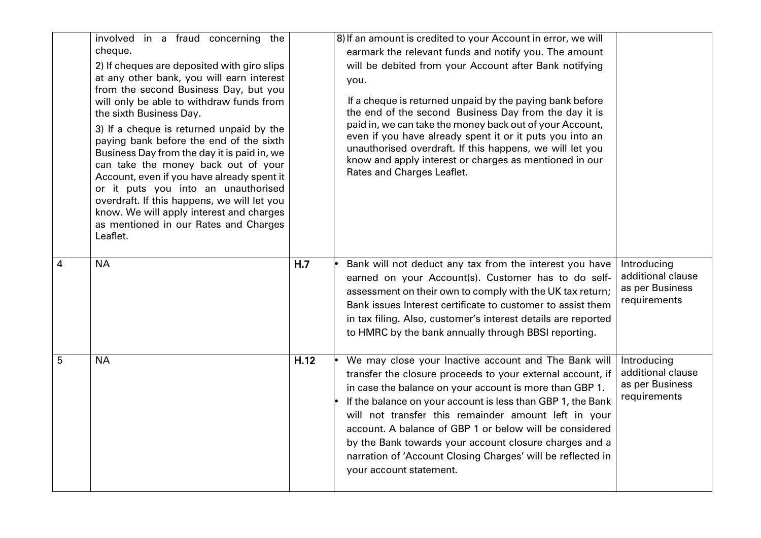| | | | | |
|---|---|---|---|---|
| | involved in a fraud concerning the cheque.<br><br>2) If cheques are deposited with giro slips at any other bank, you will earn interest from the second Business Day, but you will only be able to withdraw funds from the sixth Business Day.<br><br>3) If a cheque is returned unpaid by the paying bank before the end of the sixth Business Day from the day it is paid in, we can take the money back out of your Account, even if you have already spent it or it puts you into an unauthorised overdraft. If this happens, we will let you know. We will apply interest and charges as mentioned in our Rates and Charges Leaflet. | | 8) If an amount is credited to your Account in error, we will earmark the relevant funds and notify you. The amount will be debited from your Account after Bank notifying you.<br><br>If a cheque is returned unpaid by the paying bank before the end of the second Business Day from the day it is paid in, we can take the money back out of your Account, even if you have already spent it or it puts you into an unauthorised overdraft. If this happens, we will let you know and apply interest or charges as mentioned in our Rates and Charges Leaflet. | |
| 4 | NA | **H.7** | • Bank will not deduct any tax from the interest you have earned on your Account(s). Customer has to do self-assessment on their own to comply with the UK tax return; Bank issues Interest certificate to customer to assist them in tax filing. Also, customer's interest details are reported to HMRC by the bank annually through BBSI reporting. | Introducing additional clause as per Business requirements |
| 5 | NA | **H.12** | • We may close your Inactive account and The Bank will transfer the closure proceeds to your external account, if in case the balance on your account is more than GBP 1.<br>• If the balance on your account is less than GBP 1, the Bank will not transfer this remainder amount left in your account. A balance of GBP 1 or below will be considered by the Bank towards your account closure charges and a narration of 'Account Closing Charges' will be reflected in your account statement. | Introducing additional clause as per Business requirements |